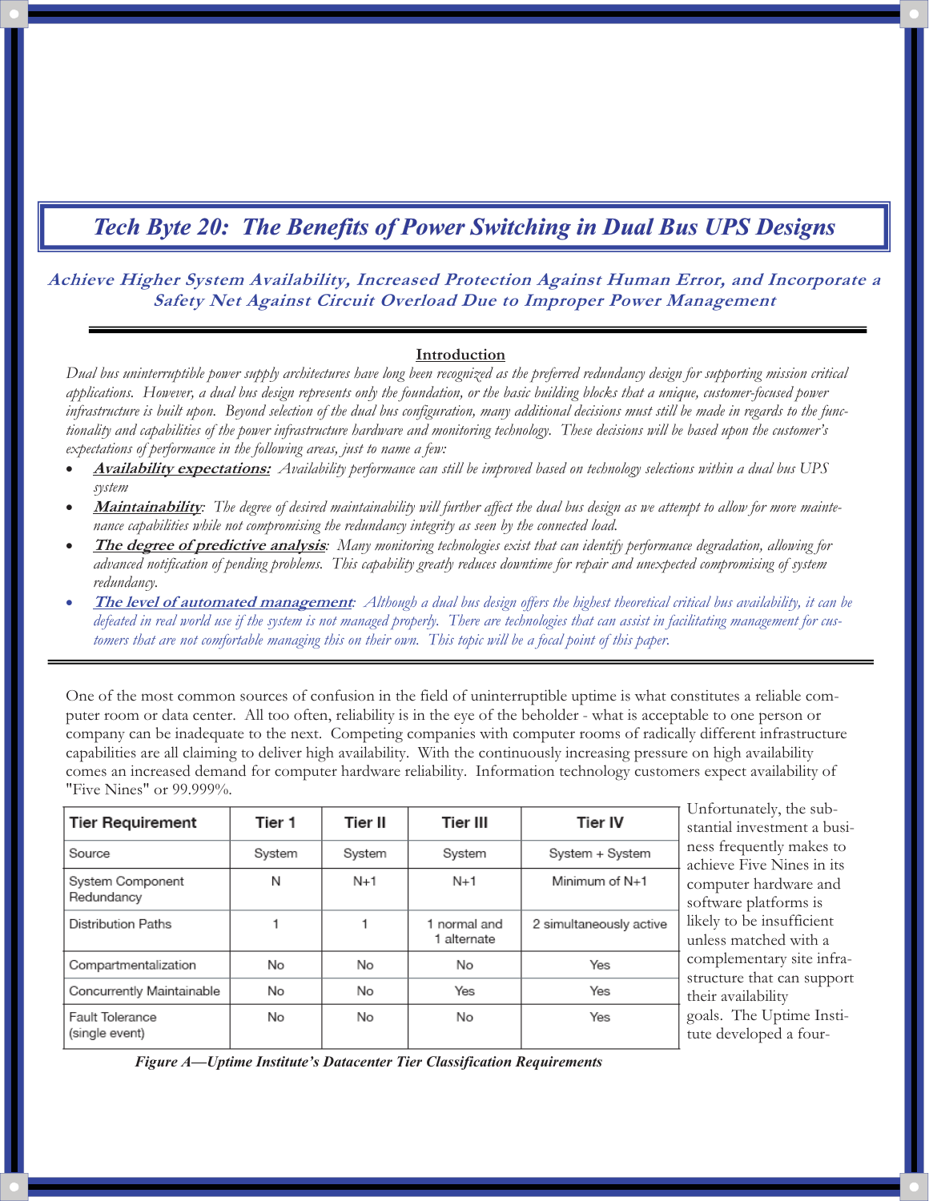# *Tech Byte 20: The Benefits of Power Switching in Dual Bus UPS Designs*

***Achieve Higher System Availability, Increased Protection Against Human Error, and Incorporate a Safety Net Against Circuit Overload Due to Improper Power Management***

---

## Introduction

*Dual bus uninterruptible power supply architectures have long been recognized as the preferred redundancy design for supporting mission critical applications. However, a dual bus design represents only the foundation, or the basic building blocks that a unique, customer-focused power infrastructure is built upon. Beyond selection of the dual bus configuration, many additional decisions must still be made in regards to the functionality and capabilities of the power infrastructure hardware and monitoring technology. These decisions will be based upon the customer's expectations of performance in the following areas, just to name a few:*

- ***Availability expectations:*** *Availability performance can still be improved based on technology selections within a dual bus UPS system*
- ***Maintainability****: The degree of desired maintainability will further affect the dual bus design as we attempt to allow for more maintenance capabilities while not compromising the redundancy integrity as seen by the connected load.*
- ***The degree of predictive analysis****: Many monitoring technologies exist that can identify performance degradation, allowing for advanced notification of pending problems. This capability greatly reduces downtime for repair and unexpected compromising of system redundancy.*
- ***The level of automated management****: Although a dual bus design offers the highest theoretical critical bus availability, it can be defeated in real world use if the system is not managed properly. There are technologies that can assist in facilitating management for customers that are not comfortable managing this on their own. This topic will be a focal point of this paper.*

---

One of the most common sources of confusion in the field of uninterruptible uptime is what constitutes a reliable computer room or data center. All too often, reliability is in the eye of the beholder - what is acceptable to one person or company can be inadequate to the next. Competing companies with computer rooms of radically different infrastructure capabilities are all claiming to deliver high availability. With the continuously increasing pressure on high availability comes an increased demand for computer hardware reliability. Information technology customers expect availability of "Five Nines" or 99.999%.

| Tier Requirement | Tier 1 | Tier II | Tier III | Tier IV |
|---|---|---|---|---|
| Source | System | System | System | System + System |
| System Component Redundancy | N | N+1 | N+1 | Minimum of N+1 |
| Distribution Paths | 1 | 1 | 1 normal and 1 alternate | 2 simultaneously active |
| Compartmentalization | No | No | No | Yes |
| Concurrently Maintainable | No | No | Yes | Yes |
| Fault Tolerance (single event) | No | No | No | Yes |

***Figure A—Uptime Institute's Datacenter Tier Classification Requirements***

Unfortunately, the substantial investment a business frequently makes to achieve Five Nines in its computer hardware and software platforms is likely to be insufficient unless matched with a complementary site infrastructure that can support their availability goals. The Uptime Institute developed a four-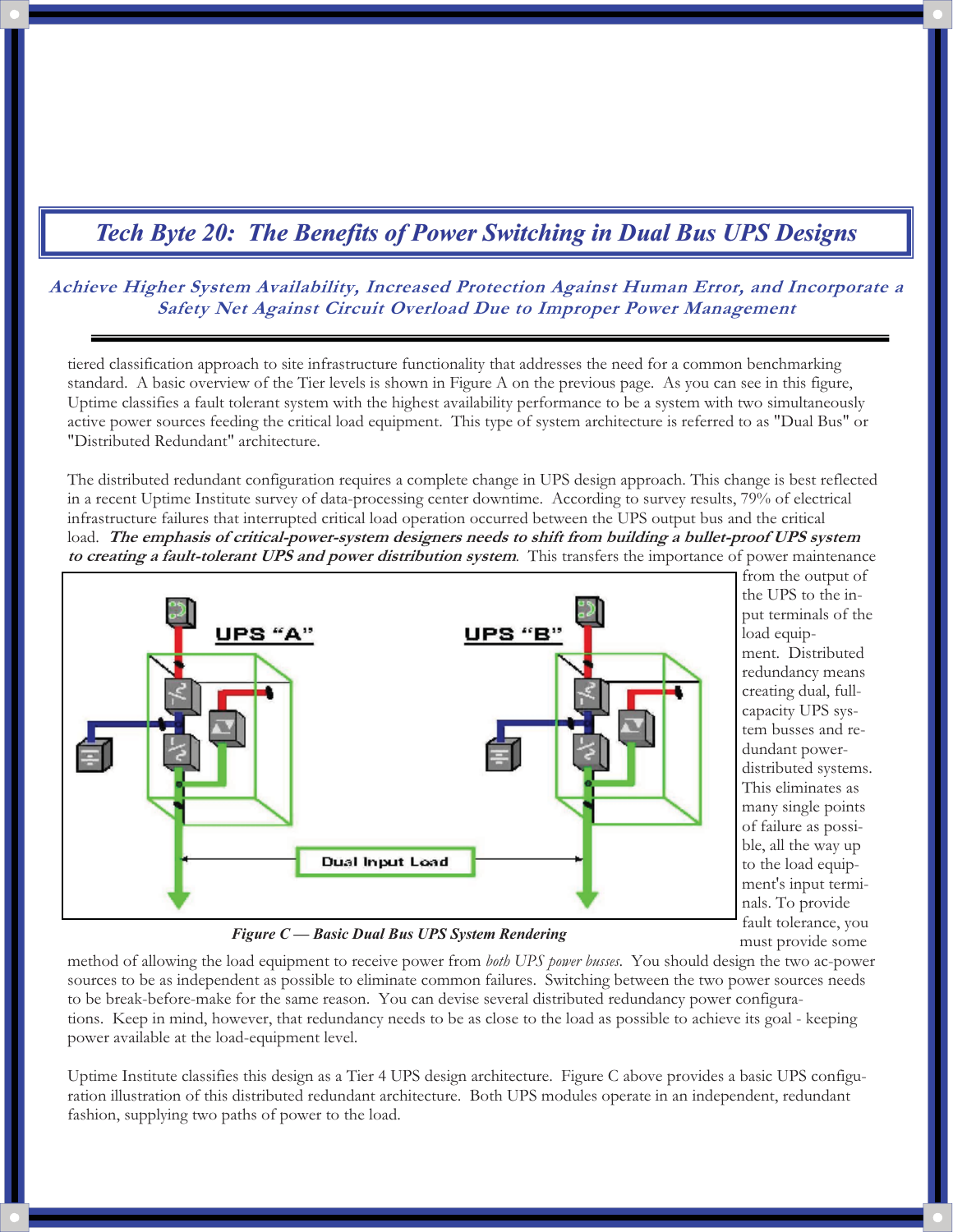# Tech Byte 20: The Benefits of Power Switching in Dual Bus UPS Designs

### *Achieve Higher System Availability, Increased Protection Against Human Error, and Incorporate a Safety Net Against Circuit Overload Due to Improper Power Management*

---

tiered classification approach to site infrastructure functionality that addresses the need for a common benchmarking standard. A basic overview of the Tier levels is shown in Figure A on the previous page. As you can see in this figure, Uptime classifies a fault tolerant system with the highest availability performance to be a system with two simultaneously active power sources feeding the critical load equipment. This type of system architecture is referred to as "Dual Bus" or "Distributed Redundant" architecture.

The distributed redundant configuration requires a complete change in UPS design approach. This change is best reflected in a recent Uptime Institute survey of data-processing center downtime. According to survey results, 79% of electrical infrastructure failures that interrupted critical load operation occurred between the UPS output bus and the critical load. ***The emphasis of critical-power-system designers needs to shift from building a bullet-proof UPS system to creating a fault-tolerant UPS and power distribution system***. This transfers the importance of power maintenance from the output of the UPS to the input terminals of the load equipment. Distributed redundancy means creating dual, full-capacity UPS system busses and redundant power-distributed systems. This eliminates as many single points of failure as possible, all the way up to the load equipment's input terminals. To provide fault tolerance, you must provide some method of allowing the load equipment to receive power from *both UPS power busses*. You should design the two ac-power sources to be as independent as possible to eliminate common failures. Switching between the two power sources needs to be break-before-make for the same reason. You can devise several distributed redundancy power configurations. Keep in mind, however, that redundancy needs to be as close to the load as possible to achieve its goal - keeping power available at the load-equipment level.

*Figure C — Basic Dual Bus UPS System Rendering*

Uptime Institute classifies this design as a Tier 4 UPS design architecture. Figure C above provides a basic UPS configuration illustration of this distributed redundant architecture. Both UPS modules operate in an independent, redundant fashion, supplying two paths of power to the load.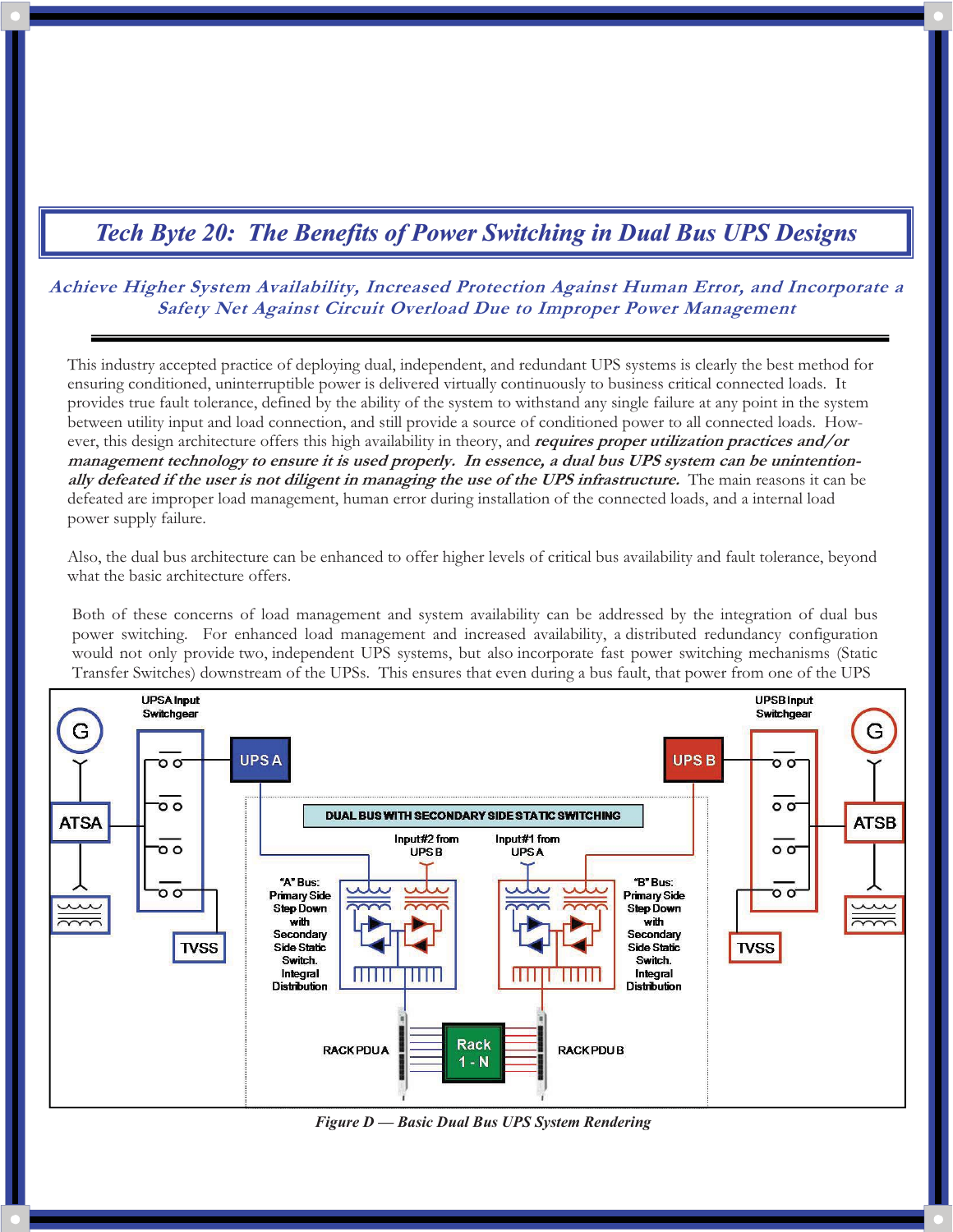# Tech Byte 20: The Benefits of Power Switching in Dual Bus UPS Designs

### *Achieve Higher System Availability, Increased Protection Against Human Error, and Incorporate a Safety Net Against Circuit Overload Due to Improper Power Management*

This industry accepted practice of deploying dual, independent, and redundant UPS systems is clearly the best method for ensuring conditioned, uninterruptible power is delivered virtually continuously to business critical connected loads. It provides true fault tolerance, defined by the ability of the system to withstand any single failure at any point in the system between utility input and load connection, and still provide a source of conditioned power to all connected loads. However, this design architecture offers this high availability in theory, and ***requires proper utilization practices and/or management technology to ensure it is used properly. In essence, a dual bus UPS system can be unintentionally defeated if the user is not diligent in managing the use of the UPS infrastructure.*** The main reasons it can be defeated are improper load management, human error during installation of the connected loads, and a internal load power supply failure.

Also, the dual bus architecture can be enhanced to offer higher levels of critical bus availability and fault tolerance, beyond what the basic architecture offers.

Both of these concerns of load management and system availability can be addressed by the integration of dual bus power switching. For enhanced load management and increased availability, a distributed redundancy configuration would not only provide two, independent UPS systems, but also incorporate fast power switching mechanisms (Static Transfer Switches) downstream of the UPSs. This ensures that even during a bus fault, that power from one of the UPS

*Figure D — Basic Dual Bus UPS System Rendering*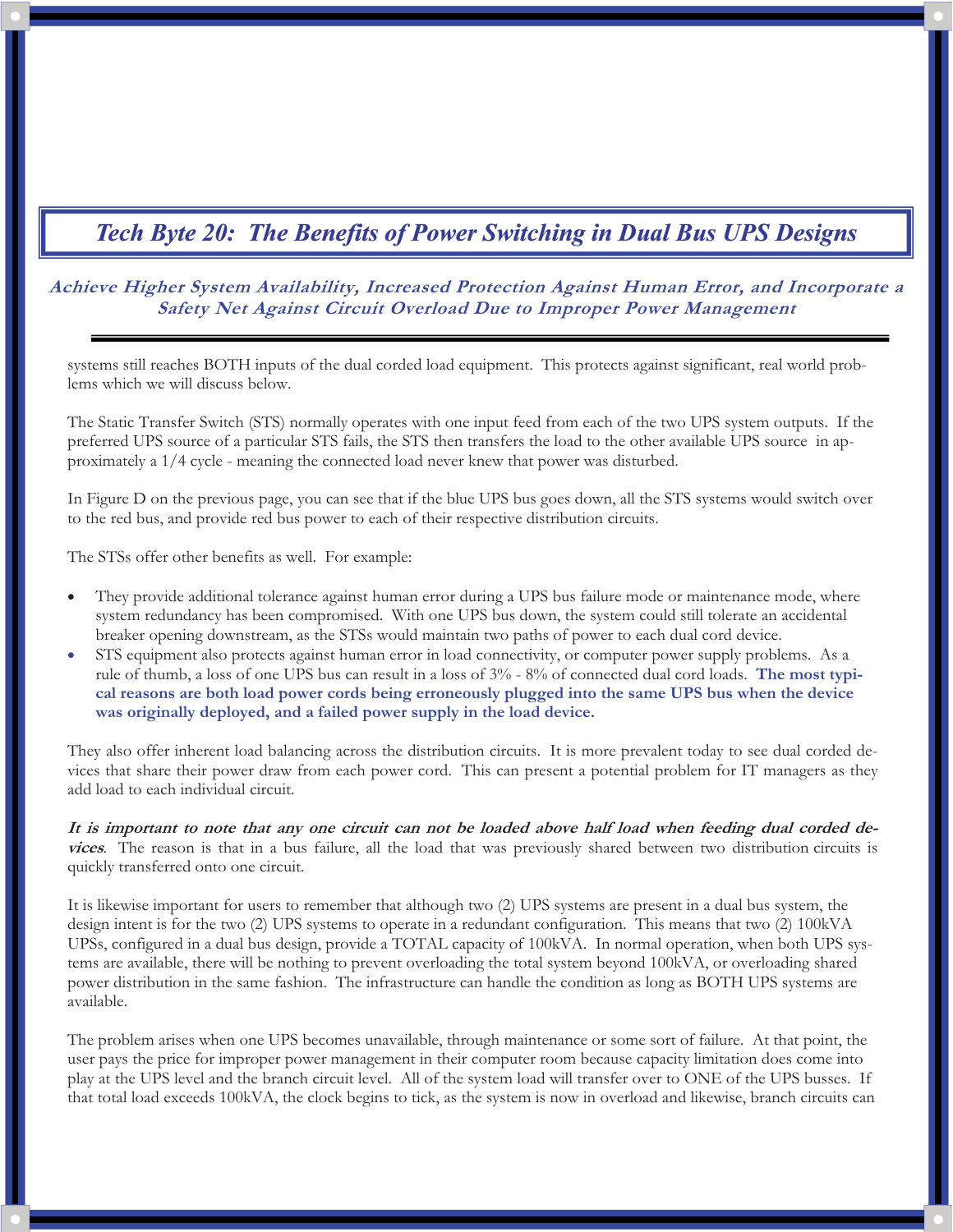# Tech Byte 20: The Benefits of Power Switching in Dual Bus UPS Designs

***Achieve Higher System Availability, Increased Protection Against Human Error, and Incorporate a Safety Net Against Circuit Overload Due to Improper Power Management***

systems still reaches BOTH inputs of the dual corded load equipment. This protects against significant, real world problems which we will discuss below.

The Static Transfer Switch (STS) normally operates with one input feed from each of the two UPS system outputs. If the preferred UPS source of a particular STS fails, the STS then transfers the load to the other available UPS source in approximately a 1/4 cycle - meaning the connected load never knew that power was disturbed.

In Figure D on the previous page, you can see that if the blue UPS bus goes down, all the STS systems would switch over to the red bus, and provide red bus power to each of their respective distribution circuits.

The STSs offer other benefits as well. For example:

- They provide additional tolerance against human error during a UPS bus failure mode or maintenance mode, where system redundancy has been compromised. With one UPS bus down, the system could still tolerate an accidental breaker opening downstream, as the STSs would maintain two paths of power to each dual cord device.
- STS equipment also protects against human error in load connectivity, or computer power supply problems. As a rule of thumb, a loss of one UPS bus can result in a loss of 3% - 8% of connected dual cord loads. **The most typical reasons are both load power cords being erroneously plugged into the same UPS bus when the device was originally deployed, and a failed power supply in the load device.**

They also offer inherent load balancing across the distribution circuits. It is more prevalent today to see dual corded devices that share their power draw from each power cord. This can present a potential problem for IT managers as they add load to each individual circuit.

***It is important to note that any one circuit can not be loaded above half load when feeding dual corded devices***. The reason is that in a bus failure, all the load that was previously shared between two distribution circuits is quickly transferred onto one circuit.

It is likewise important for users to remember that although two (2) UPS systems are present in a dual bus system, the design intent is for the two (2) UPS systems to operate in a redundant configuration. This means that two (2) 100kVA UPSs, configured in a dual bus design, provide a TOTAL capacity of 100kVA. In normal operation, when both UPS systems are available, there will be nothing to prevent overloading the total system beyond 100kVA, or overloading shared power distribution in the same fashion. The infrastructure can handle the condition as long as BOTH UPS systems are available.

The problem arises when one UPS becomes unavailable, through maintenance or some sort of failure. At that point, the user pays the price for improper power management in their computer room because capacity limitation does come into play at the UPS level and the branch circuit level. All of the system load will transfer over to ONE of the UPS busses. If that total load exceeds 100kVA, the clock begins to tick, as the system is now in overload and likewise, branch circuits can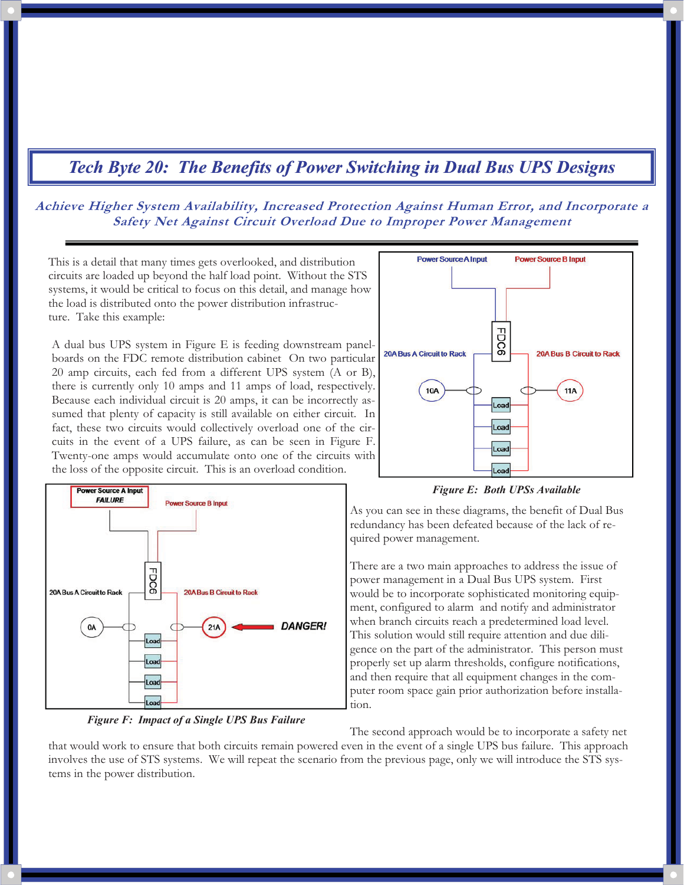# Tech Byte 20: The Benefits of Power Switching in Dual Bus UPS Designs

### *Achieve Higher System Availability, Increased Protection Against Human Error, and Incorporate a Safety Net Against Circuit Overload Due to Improper Power Management*

This is a detail that many times gets overlooked, and distribution circuits are loaded up beyond the half load point. Without the STS systems, it would be critical to focus on this detail, and manage how the load is distributed onto the power distribution infrastructure. Take this example:

A dual bus UPS system in Figure E is feeding downstream panelboards on the FDC remote distribution cabinet On two particular 20 amp circuits, each fed from a different UPS system (A or B), there is currently only 10 amps and 11 amps of load, respectively. Because each individual circuit is 20 amps, it can be incorrectly assumed that plenty of capacity is still available on either circuit. In fact, these two circuits would collectively overload one of the circuits in the event of a UPS failure, as can be seen in Figure F. Twenty-one amps would accumulate onto one of the circuits with the loss of the opposite circuit. This is an overload condition.

*Figure E: Both UPSs Available*

*Figure F: Impact of a Single UPS Bus Failure*

As you can see in these diagrams, the benefit of Dual Bus redundancy has been defeated because of the lack of required power management.

There are a two main approaches to address the issue of power management in a Dual Bus UPS system. First would be to incorporate sophisticated monitoring equipment, configured to alarm and notify and administrator when branch circuits reach a predetermined load level. This solution would still require attention and due diligence on the part of the administrator. This person must properly set up alarm thresholds, configure notifications, and then require that all equipment changes in the computer room space gain prior authorization before installation.

The second approach would be to incorporate a safety net that would work to ensure that both circuits remain powered even in the event of a single UPS bus failure. This approach involves the use of STS systems. We will repeat the scenario from the previous page, only we will introduce the STS systems in the power distribution.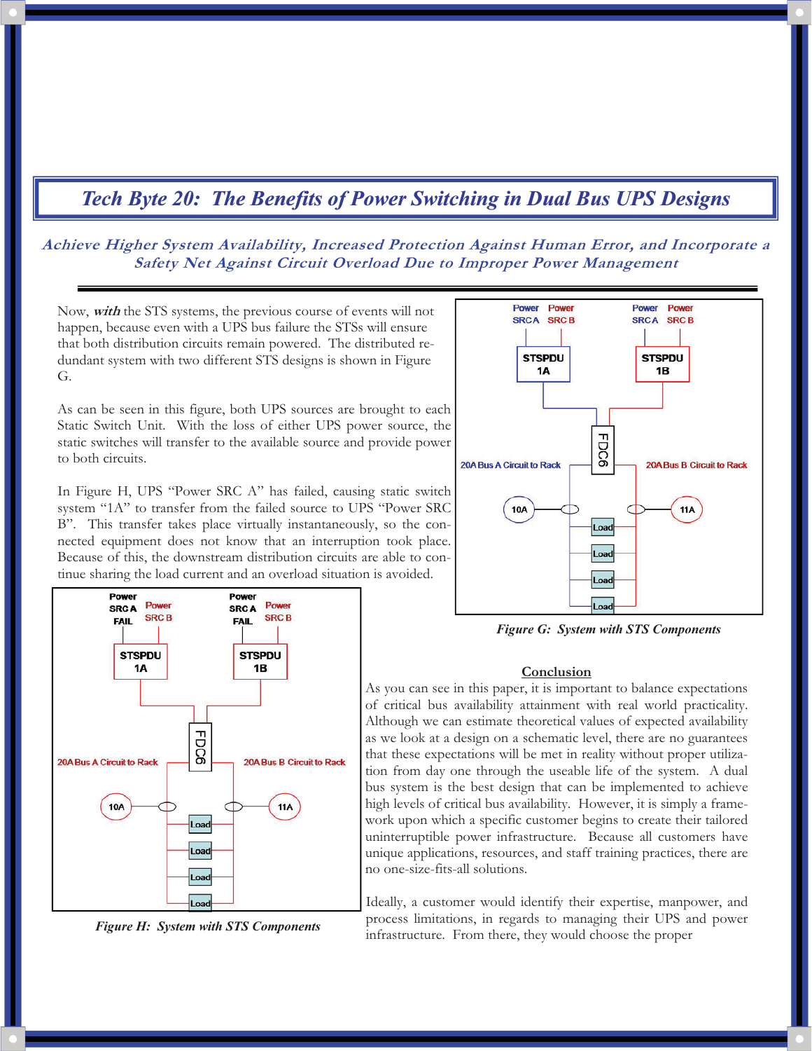# Tech Byte 20: The Benefits of Power Switching in Dual Bus UPS Designs

*Achieve Higher System Availability, Increased Protection Against Human Error, and Incorporate a Safety Net Against Circuit Overload Due to Improper Power Management*

---

Now, ***with*** the STS systems, the previous course of events will not happen, because even with a UPS bus failure the STSs will ensure that both distribution circuits remain powered. The distributed redundant system with two different STS designs is shown in Figure G.

As can be seen in this figure, both UPS sources are brought to each Static Switch Unit. With the loss of either UPS power source, the static switches will transfer to the available source and provide power to both circuits.

In Figure H, UPS "Power SRC A" has failed, causing static switch system "1A" to transfer from the failed source to UPS "Power SRC B". This transfer takes place virtually instantaneously, so the connected equipment does not know that an interruption took place. Because of this, the downstream distribution circuits are able to continue sharing the load current and an overload situation is avoided.

*Figure G: System with STS Components*

*Figure H: System with STS Components*

## Conclusion

As you can see in this paper, it is important to balance expectations of critical bus availability attainment with real world practicality. Although we can estimate theoretical values of expected availability as we look at a design on a schematic level, there are no guarantees that these expectations will be met in reality without proper utilization from day one through the useable life of the system. A dual bus system is the best design that can be implemented to achieve high levels of critical bus availability. However, it is simply a framework upon which a specific customer begins to create their tailored uninterruptible power infrastructure. Because all customers have unique applications, resources, and staff training practices, there are no one-size-fits-all solutions.

Ideally, a customer would identify their expertise, manpower, and process limitations, in regards to managing their UPS and power infrastructure. From there, they would choose the proper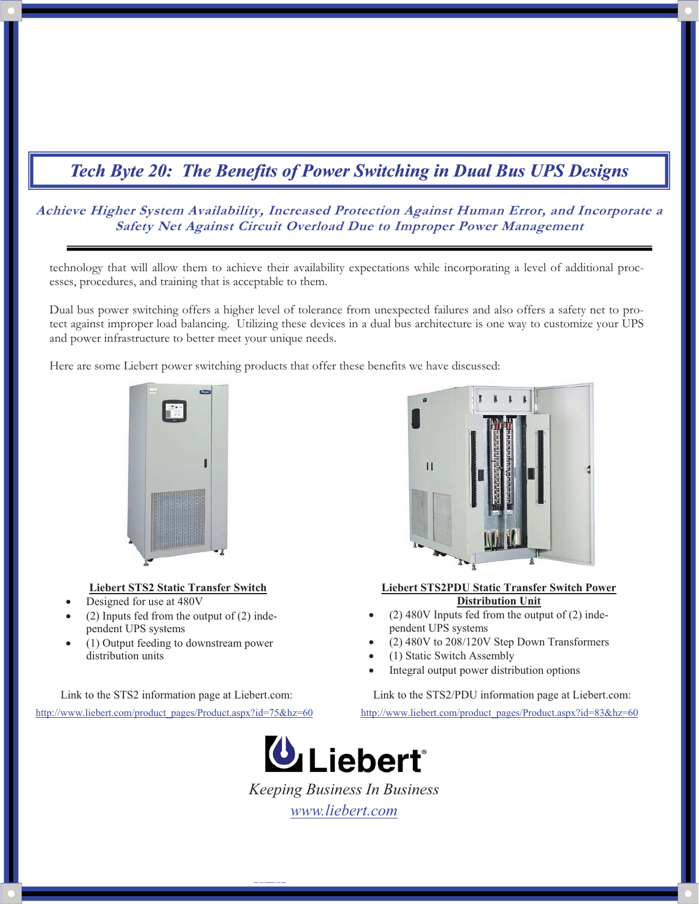# Tech Byte 20: The Benefits of Power Switching in Dual Bus UPS Designs

## *Achieve Higher System Availability, Increased Protection Against Human Error, and Incorporate a Safety Net Against Circuit Overload Due to Improper Power Management*

technology that will allow them to achieve their availability expectations while incorporating a level of additional processes, procedures, and training that is acceptable to them.

Dual bus power switching offers a higher level of tolerance from unexpected failures and also offers a safety net to protect against improper load balancing. Utilizing these devices in a dual bus architecture is one way to customize your UPS and power infrastructure to better meet your unique needs.

Here are some Liebert power switching products that offer these benefits we have discussed:

**Liebert STS2 Static Transfer Switch**

- Designed for use at 480V
- (2) Inputs fed from the output of (2) independent UPS systems
- (1) Output feeding to downstream power distribution units

Link to the STS2 information page at Liebert.com:

http://www.liebert.com/product_pages/Product.aspx?id=75&hz=60

**Liebert STS2PDU Static Transfer Switch Power Distribution Unit**

- (2) 480V Inputs fed from the output of (2) independent UPS systems
- (2) 480V to 208/120V Step Down Transformers
- (1) Static Switch Assembly
- Integral output power distribution options

Link to the STS2/PDU information page at Liebert.com:

http://www.liebert.com/product_pages/Product.aspx?id=83&hz=60

Liebert®

*Keeping Business In Business*

*www.liebert.com*